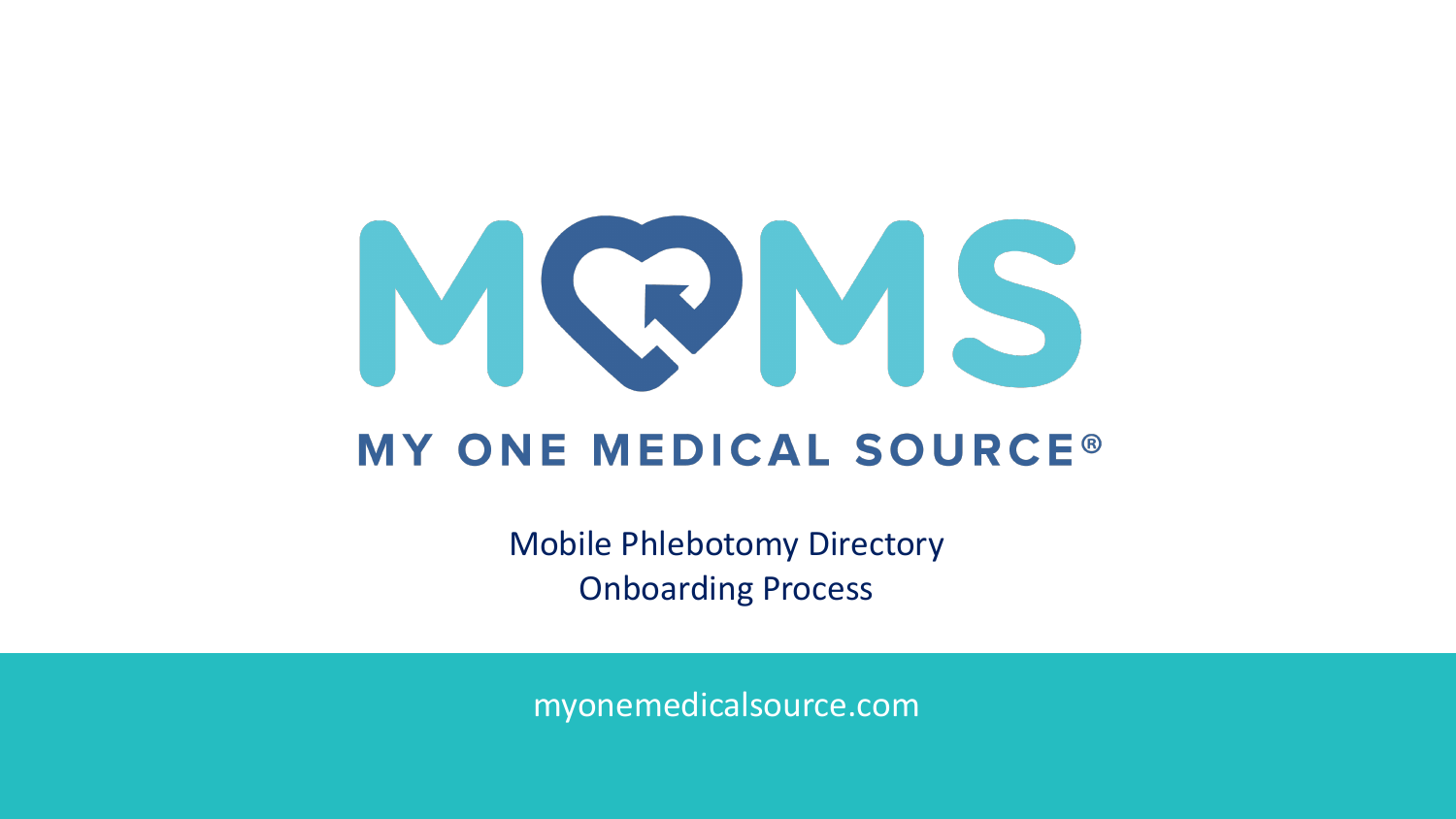# MOMS

## MY ONE MEDICAL SOURCE®

Mobile Phlebotomy Directory
Onboarding Process

myonemedicalsource.com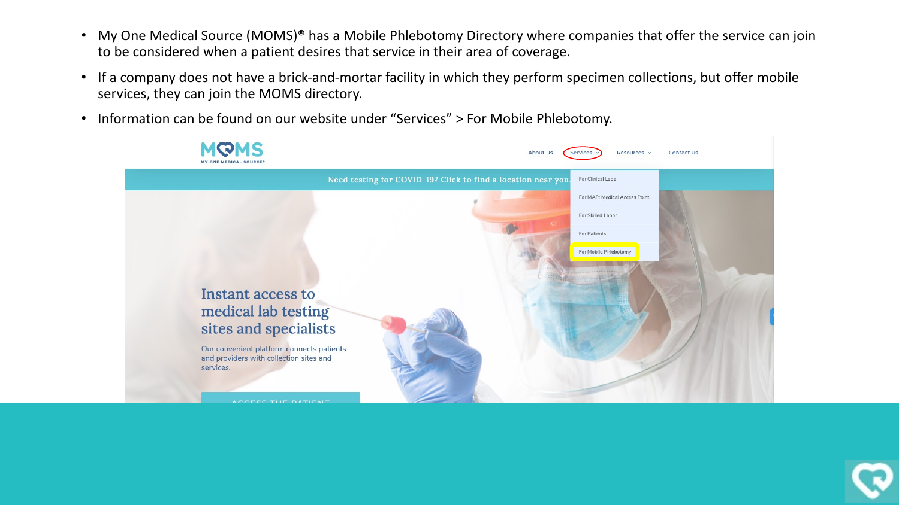- My One Medical Source (MOMS)® has a Mobile Phlebotomy Directory where companies that offer the service can join to be considered when a patient desires that service in their area of coverage.
- If a company does not have a brick-and-mortar facility in which they perform specimen collections, but offer mobile services, they can join the MOMS directory.
- Information can be found on our website under "Services" > For Mobile Phlebotomy.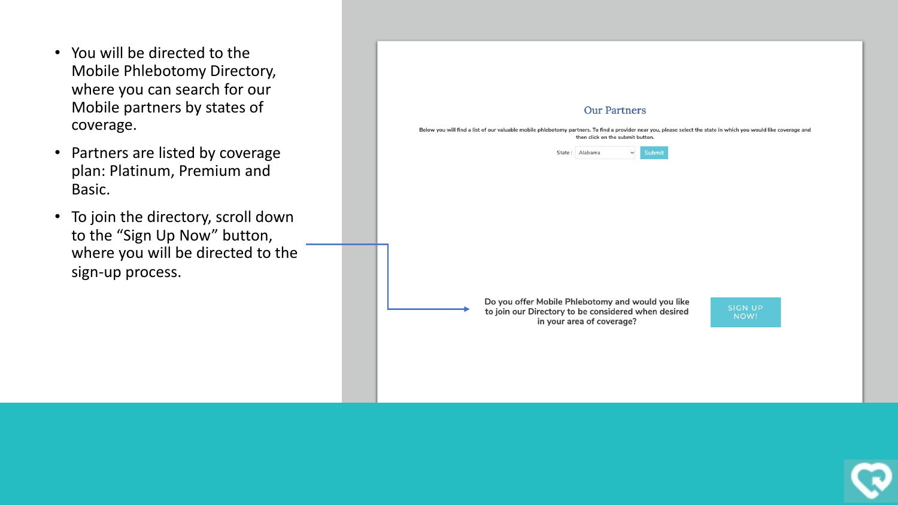- You will be directed to the Mobile Phlebotomy Directory, where you can search for our Mobile partners by states of coverage.
- Partners are listed by coverage plan: Platinum, Premium and Basic.
- To join the directory, scroll down to the "Sign Up Now" button, where you will be directed to the sign-up process.

## Our Partners

Below you will find a list of our valuable mobile phlebotomy partners. To find a provider near you, please select the state in which you would like coverage and then click on the submit button.

State : Alabama Submit

Do you offer Mobile Phlebotomy and would you like to join our Directory to be considered when desired in your area of coverage?

SIGN UP NOW!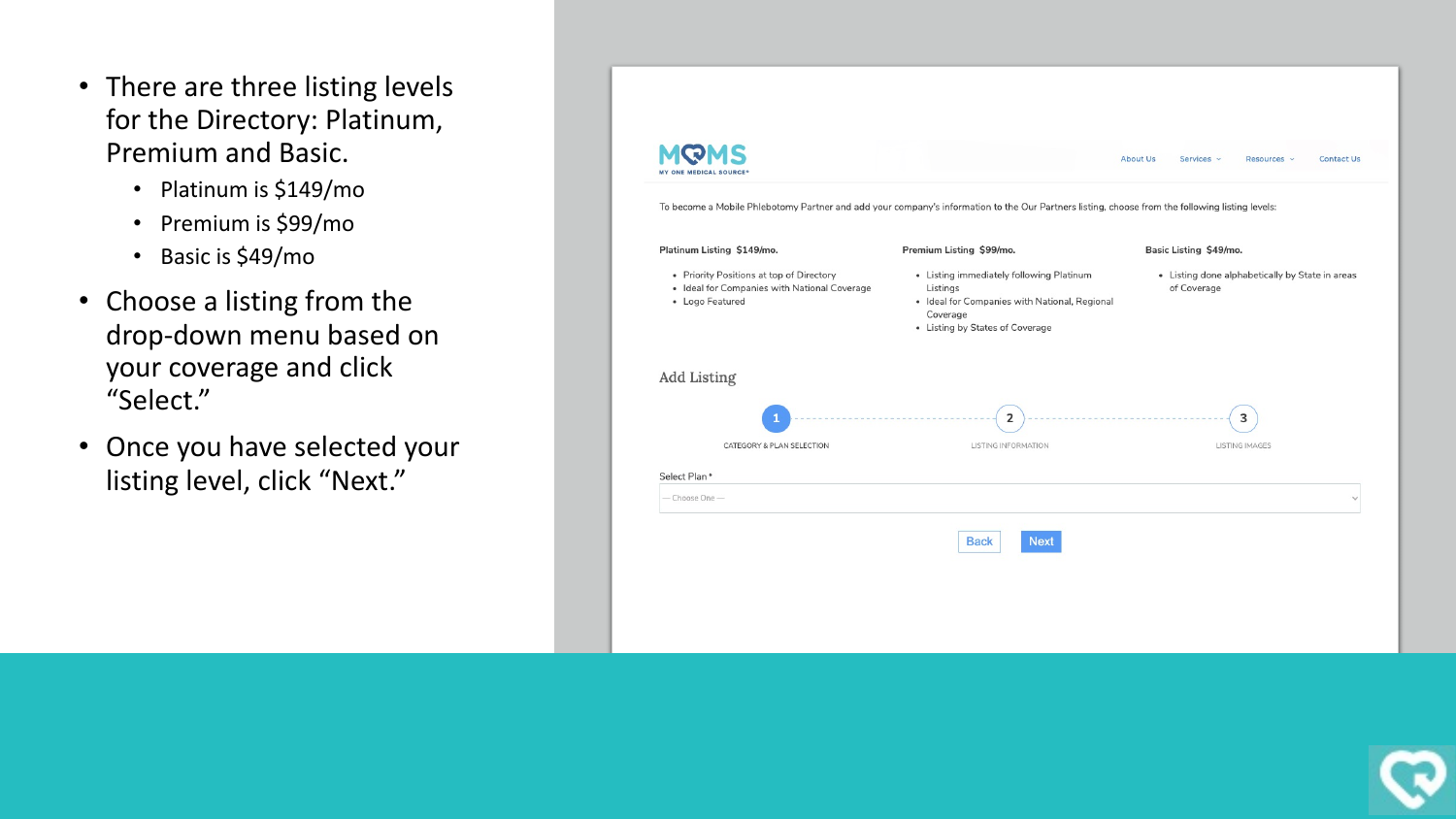- There are three listing levels for the Directory: Platinum, Premium and Basic.
  - Platinum is $149/mo
  - Premium is $99/mo
  - Basic is $49/mo
- Choose a listing from the drop-down menu based on your coverage and click “Select.”
- Once you have selected your listing level, click “Next.”

MOMS
MY ONE MEDICAL SOURCE®

About Us | Services | Resources | Contact Us

To become a Mobile Phlebotomy Partner and add your company's information to the Our Partners listing, choose from the following listing levels:

**Platinum Listing $149/mo.**

- Priority Positions at top of Directory
- Ideal for Companies with National Coverage
- Logo Featured

**Premium Listing $99/mo.**

- Listing immediately following Platinum Listings
- Ideal for Companies with National, Regional Coverage
- Listing by States of Coverage

**Basic Listing $49/mo.**

- Listing done alphabetically by State in areas of Coverage

## Add Listing

1 CATEGORY & PLAN SELECTION — 2 LISTING INFORMATION — 3 LISTING IMAGES

Select Plan *

— Choose One —

Back | Next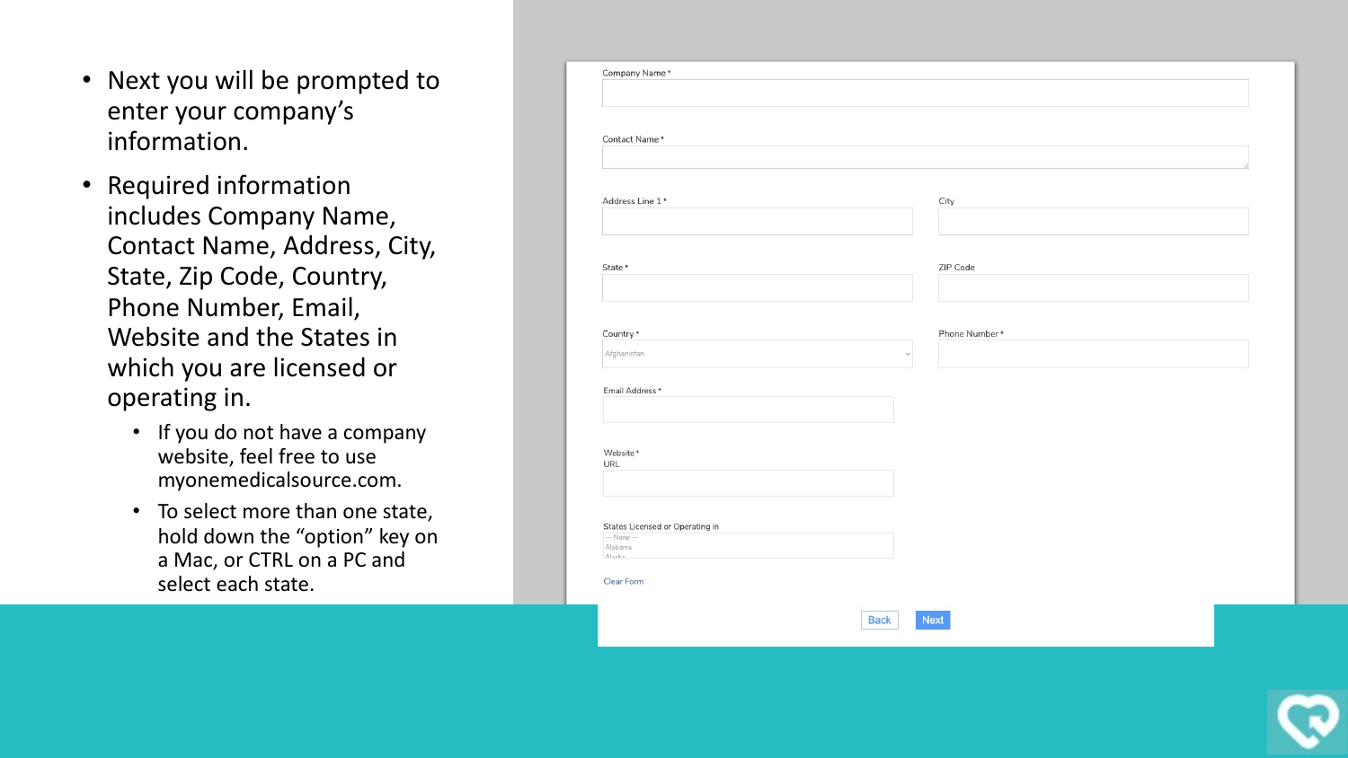- Next you will be prompted to enter your company's information.
- Required information includes Company Name, Contact Name, Address, City, State, Zip Code, Country, Phone Number, Email, Website and the States in which you are licensed or operating in.
  - If you do not have a company website, feel free to use myonemedicalsource.com.
  - To select more than one state, hold down the "option" key on a Mac, or CTRL on a PC and select each state.

Company Name *

Contact Name *

Address Line 1 *

City

State *

ZIP Code

Country *

Afghanistan

Phone Number *

Email Address *

Website *
URL

States Licensed or Operating in

— None —
Alabama
Alaska

Clear Form

Back Next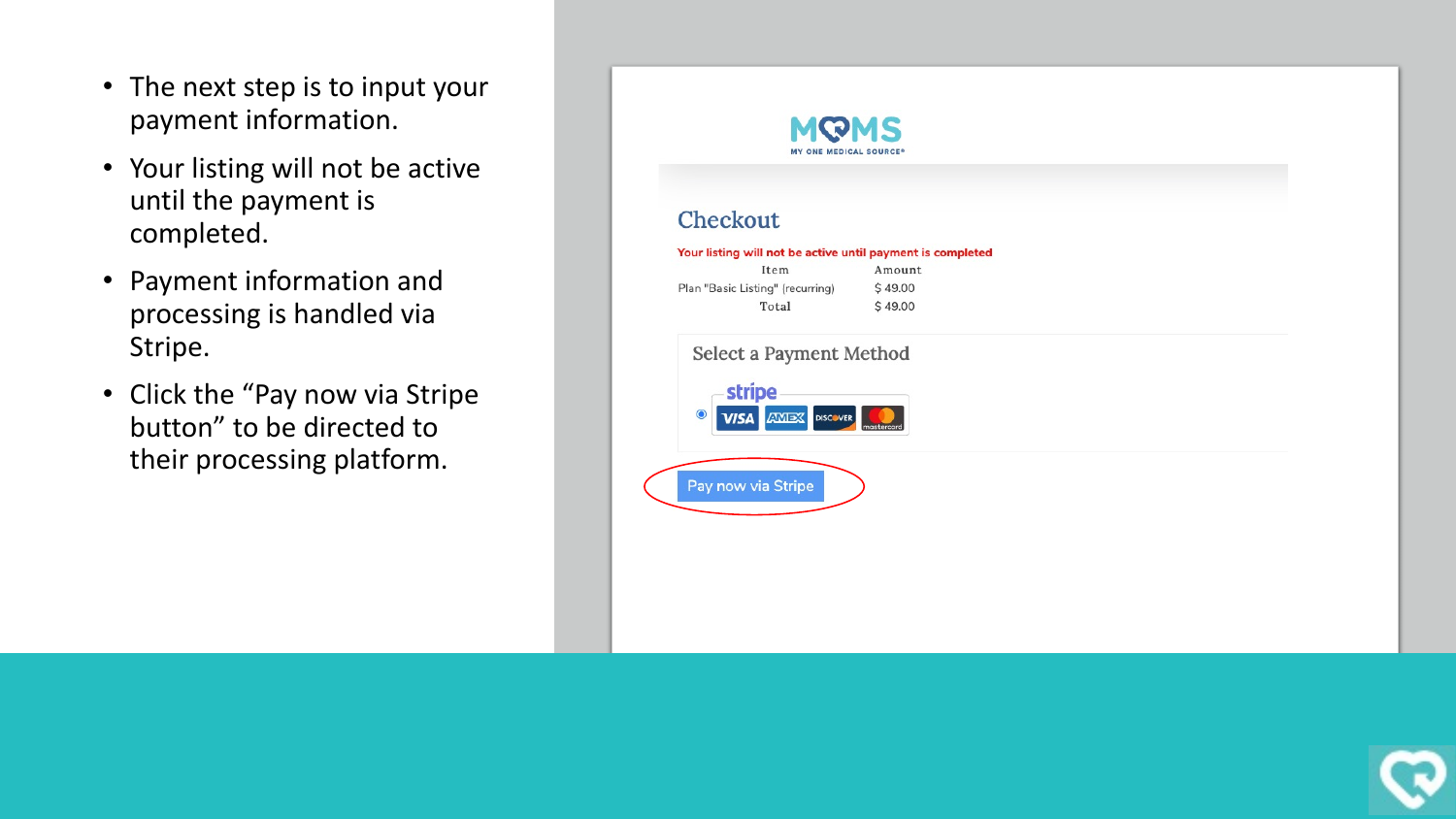- The next step is to input your payment information.
- Your listing will not be active until the payment is completed.
- Payment information and processing is handled via Stripe.
- Click the "Pay now via Stripe button" to be directed to their processing platform.

MOMS
MY ONE MEDICAL SOURCE®

## Checkout

Your listing will not be active until payment is completed

| Item | Amount |
| --- | --- |
| Plan "Basic Listing" (recurring) | $ 49.00 |
| Total | $ 49.00 |

Select a Payment Method

stripe

Pay now via Stripe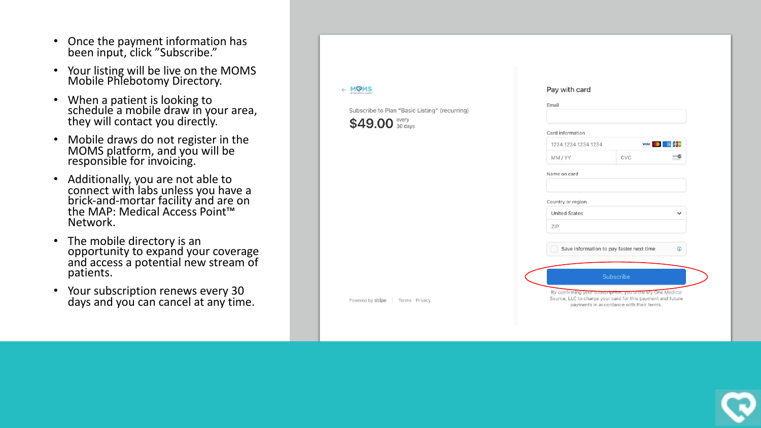- Once the payment information has been input, click "Subscribe."
- Your listing will be live on the MOMS Mobile Phlebotomy Directory.
- When a patient is looking to schedule a mobile draw in your area, they will contact you directly.
- Mobile draws do not register in the MOMS platform, and you will be responsible for invoicing.
- Additionally, you are not able to connect with labs unless you have a brick-and-mortar facility and are on the MAP: Medical Access Point™ Network.
- The mobile directory is an opportunity to expand your coverage and access a potential new stream of patients.
- Your subscription renews every 30 days and you can cancel at any time.

MOMS

Subscribe to Plan "Basic Listing" (recurring)

$49.00 every 30 days

Powered by stripe | Terms Privacy

Pay with card

Email

Card information

1234 1234 1234 1234

MM / YY

CVC

Name on card

Country or region

United States

ZIP

Save information to pay faster next time

Subscribe

By confirming your subscription, you allow My One Medical Source, LLC to charge your card for this payment and future payments in accordance with their terms.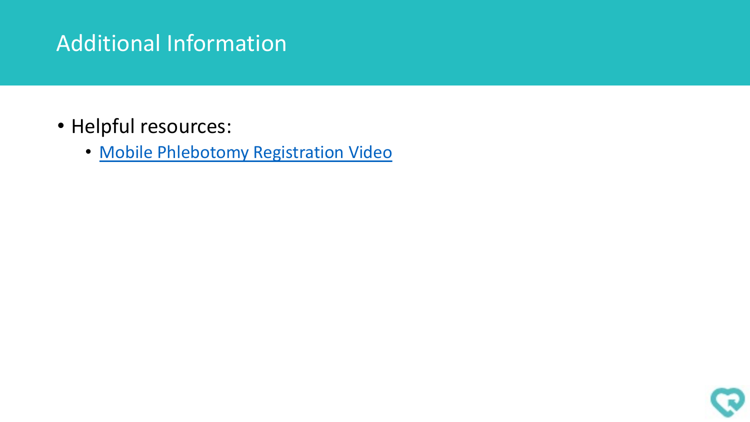# Additional Information

- Helpful resources:
  - Mobile Phlebotomy Registration Video